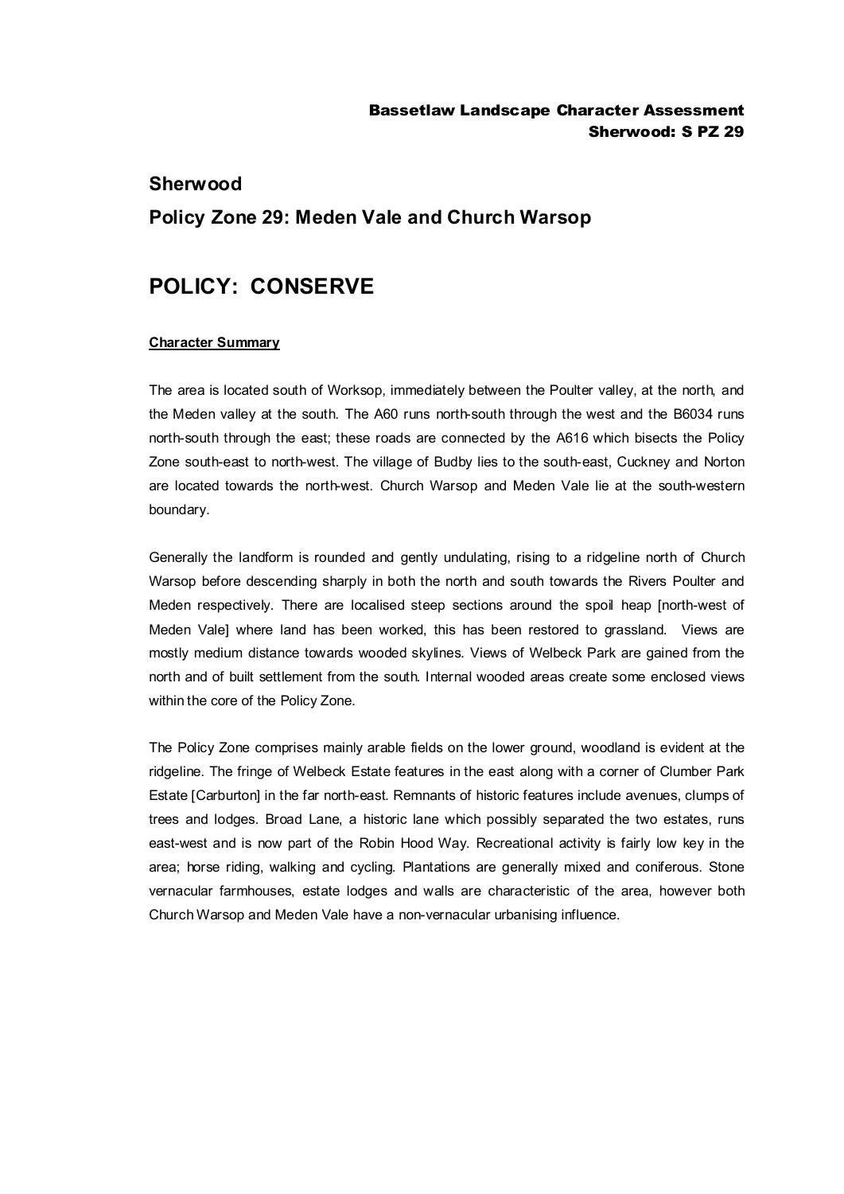# Sherwood

## Policy Zone 29: Meden Vale and Church Warsop

# POLICY: CONSERVE

**Character Summary**

The area is located south of Worksop, immediately between the Poulter valley, at the north, and the Meden valley at the south. The A60 runs north-south through the west and the B6034 runs north-south through the east; these roads are connected by the A616 which bisects the Policy Zone south-east to north-west. The village of Budby lies to the south-east, Cuckney and Norton are located towards the north-west. Church Warsop and Meden Vale lie at the south-western boundary.

Generally the landform is rounded and gently undulating, rising to a ridgeline north of Church Warsop before descending sharply in both the north and south towards the Rivers Poulter and Meden respectively. There are localised steep sections around the spoil heap [north-west of Meden Vale] where land has been worked, this has been restored to grassland. Views are mostly medium distance towards wooded skylines. Views of Welbeck Park are gained from the north and of built settlement from the south. Internal wooded areas create some enclosed views within the core of the Policy Zone.

The Policy Zone comprises mainly arable fields on the lower ground, woodland is evident at the ridgeline. The fringe of Welbeck Estate features in the east along with a corner of Clumber Park Estate [Carburton] in the far north-east. Remnants of historic features include avenues, clumps of trees and lodges. Broad Lane, a historic lane which possibly separated the two estates, runs east-west and is now part of the Robin Hood Way. Recreational activity is fairly low key in the area; horse riding, walking and cycling. Plantations are generally mixed and coniferous. Stone vernacular farmhouses, estate lodges and walls are characteristic of the area, however both Church Warsop and Meden Vale have a non-vernacular urbanising influence.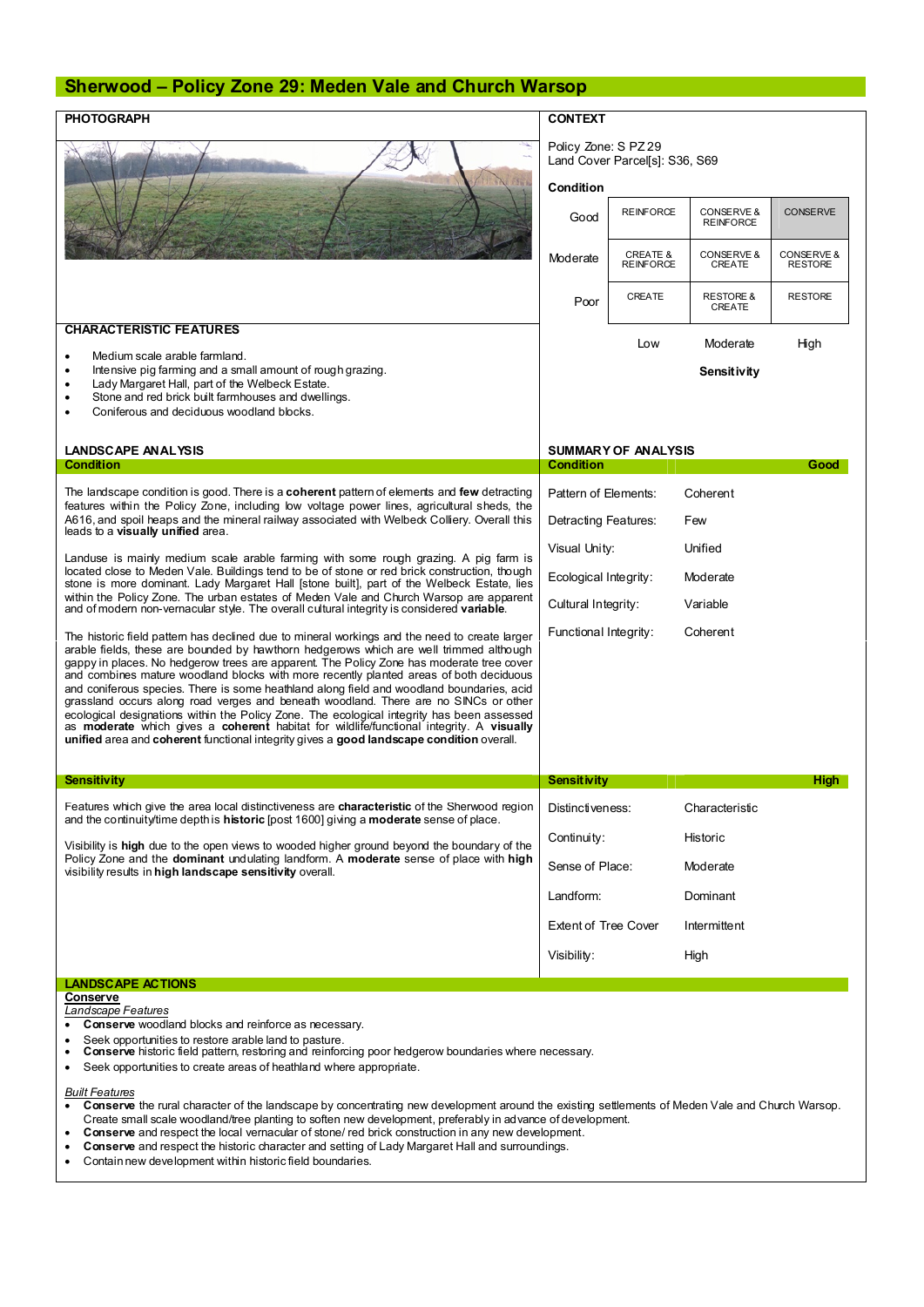# Sherwood – Policy Zone 29: Meden Vale and Church Warsop

## PHOTOGRAPH

## CONTEXT

Policy Zone: S PZ 29
Land Cover Parcel[s]: S36, S69

**Condition**

| | | | |
|---|---|---|---|
| Good | REINFORCE | CONSERVE & REINFORCE | CONSERVE |
| Moderate | CREATE & REINFORCE | CONSERVE & CREATE | CONSERVE & RESTORE |
| Poor | CREATE | RESTORE & CREATE | RESTORE |
| | Low | Moderate | High |

**Sensitivity**

## CHARACTERISTIC FEATURES

- Medium scale arable farmland.
- Intensive pig farming and a small amount of rough grazing.
- Lady Margaret Hall, part of the Welbeck Estate.
- Stone and red brick built farmhouses and dwellings.
- Coniferous and deciduous woodland blocks.

## LANDSCAPE ANALYSIS

### Condition

The landscape condition is good. There is a **coherent** pattern of elements and **few** detracting features within the Policy Zone, including low voltage power lines, agricultural sheds, the A616, and spoil heaps and the mineral railway associated with Welbeck Colliery. Overall this leads to a **visually unified** area.

Landuse is mainly medium scale arable farming with some rough grazing. A pig farm is located close to Meden Vale. Buildings tend to be of stone or red brick construction, though stone is more dominant. Lady Margaret Hall [stone built], part of the Welbeck Estate, lies within the Policy Zone. The urban estates of Meden Vale and Church Warsop are apparent and of modern non-vernacular style. The overall cultural integrity is considered **variable**.

The historic field pattern has declined due to mineral workings and the need to create larger arable fields, these are bounded by hawthorn hedgerows which are well trimmed although gappy in places. No hedgerow trees are apparent. The Policy Zone has moderate tree cover and combines mature woodland blocks with more recently planted areas of both deciduous and coniferous species. There is some heathland along field and woodland boundaries, acid grassland occurs along road verges and beneath woodland. There are no SINCs or other ecological designations within the Policy Zone. The ecological integrity has been assessed as **moderate** which gives a **coherent** habitat for wildlife/functional integrity. A **visually unified** area and **coherent** functional integrity gives a **good landscape condition** overall.

### Sensitivity

Features which give the area local distinctiveness are **characteristic** of the Sherwood region and the continuity/time depth is **historic** [post 1600] giving a **moderate** sense of place.

Visibility is **high** due to the open views to wooded higher ground beyond the boundary of the Policy Zone and the **dominant** undulating landform. A **moderate** sense of place with **high** visibility results in **high landscape sensitivity** overall.

## SUMMARY OF ANALYSIS

| Condition | Good |
|---|---|
| Pattern of Elements: | Coherent |
| Detracting Features: | Few |
| Visual Unity: | Unified |
| Ecological Integrity: | Moderate |
| Cultural Integrity: | Variable |
| Functional Integrity: | Coherent |

| Sensitivity | High |
|---|---|
| Distinctiveness: | Characteristic |
| Continuity: | Historic |
| Sense of Place: | Moderate |
| Landform: | Dominant |
| Extent of Tree Cover | Intermittent |
| Visibility: | High |

## LANDSCAPE ACTIONS

**Conserve**

*Landscape Features*

- **Conserve** woodland blocks and reinforce as necessary.
- Seek opportunities to restore arable land to pasture.
- **Conserve** historic field pattern, restoring and reinforcing poor hedgerow boundaries where necessary.
- Seek opportunities to create areas of heathland where appropriate.

*Built Features*

- **Conserve** the rural character of the landscape by concentrating new development around the existing settlements of Meden Vale and Church Warsop. Create small scale woodland/tree planting to soften new development, preferably in advance of development.
- **Conserve** and respect the local vernacular of stone/ red brick construction in any new development.
- **Conserve** and respect the historic character and setting of Lady Margaret Hall and surroundings.
- Contain new development within historic field boundaries.